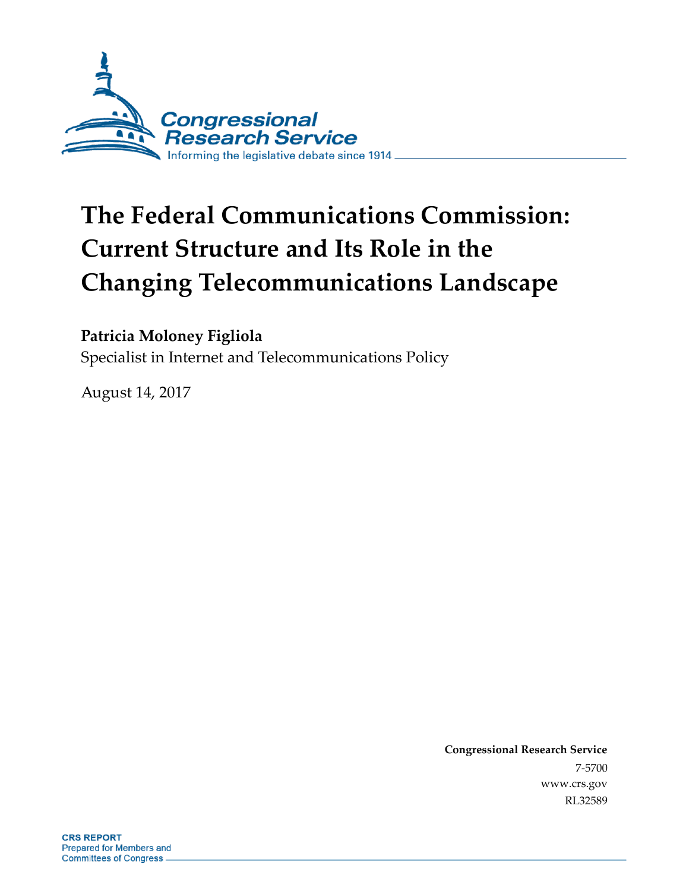Congressional Research Service

Informing the legislative debate since 1914

# The Federal Communications Commission: Current Structure and Its Role in the Changing Telecommunications Landscape

**Patricia Moloney Figliola**

Specialist in Internet and Telecommunications Policy

August 14, 2017

**Congressional Research Service**

7-5700

www.crs.gov

RL32589

**CRS REPORT**

Prepared for Members and Committees of Congress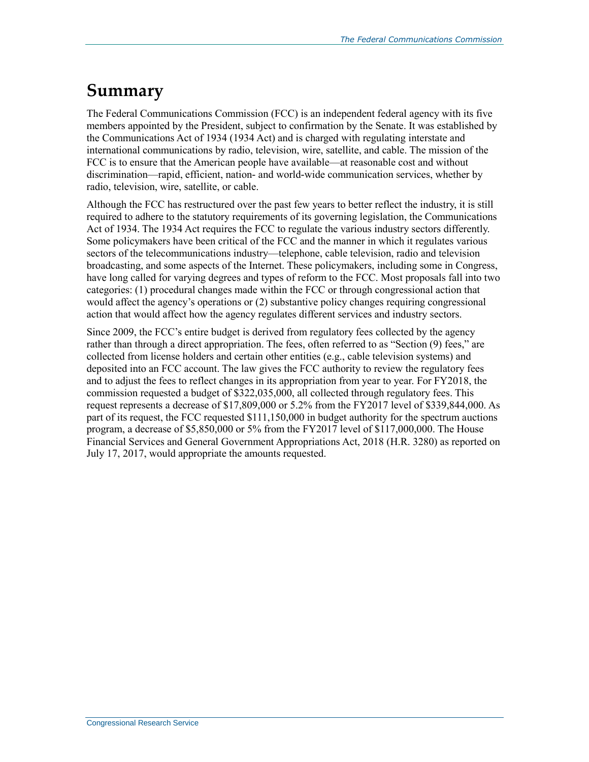# Summary

The Federal Communications Commission (FCC) is an independent federal agency with its five members appointed by the President, subject to confirmation by the Senate. It was established by the Communications Act of 1934 (1934 Act) and is charged with regulating interstate and international communications by radio, television, wire, satellite, and cable. The mission of the FCC is to ensure that the American people have available—at reasonable cost and without discrimination—rapid, efficient, nation- and world-wide communication services, whether by radio, television, wire, satellite, or cable.

Although the FCC has restructured over the past few years to better reflect the industry, it is still required to adhere to the statutory requirements of its governing legislation, the Communications Act of 1934. The 1934 Act requires the FCC to regulate the various industry sectors differently. Some policymakers have been critical of the FCC and the manner in which it regulates various sectors of the telecommunications industry—telephone, cable television, radio and television broadcasting, and some aspects of the Internet. These policymakers, including some in Congress, have long called for varying degrees and types of reform to the FCC. Most proposals fall into two categories: (1) procedural changes made within the FCC or through congressional action that would affect the agency's operations or (2) substantive policy changes requiring congressional action that would affect how the agency regulates different services and industry sectors.

Since 2009, the FCC's entire budget is derived from regulatory fees collected by the agency rather than through a direct appropriation. The fees, often referred to as "Section (9) fees," are collected from license holders and certain other entities (e.g., cable television systems) and deposited into an FCC account. The law gives the FCC authority to review the regulatory fees and to adjust the fees to reflect changes in its appropriation from year to year. For FY2018, the commission requested a budget of $322,035,000, all collected through regulatory fees. This request represents a decrease of $17,809,000 or 5.2% from the FY2017 level of $339,844,000. As part of its request, the FCC requested $111,150,000 in budget authority for the spectrum auctions program, a decrease of $5,850,000 or 5% from the FY2017 level of $117,000,000. The House Financial Services and General Government Appropriations Act, 2018 (H.R. 3280) as reported on July 17, 2017, would appropriate the amounts requested.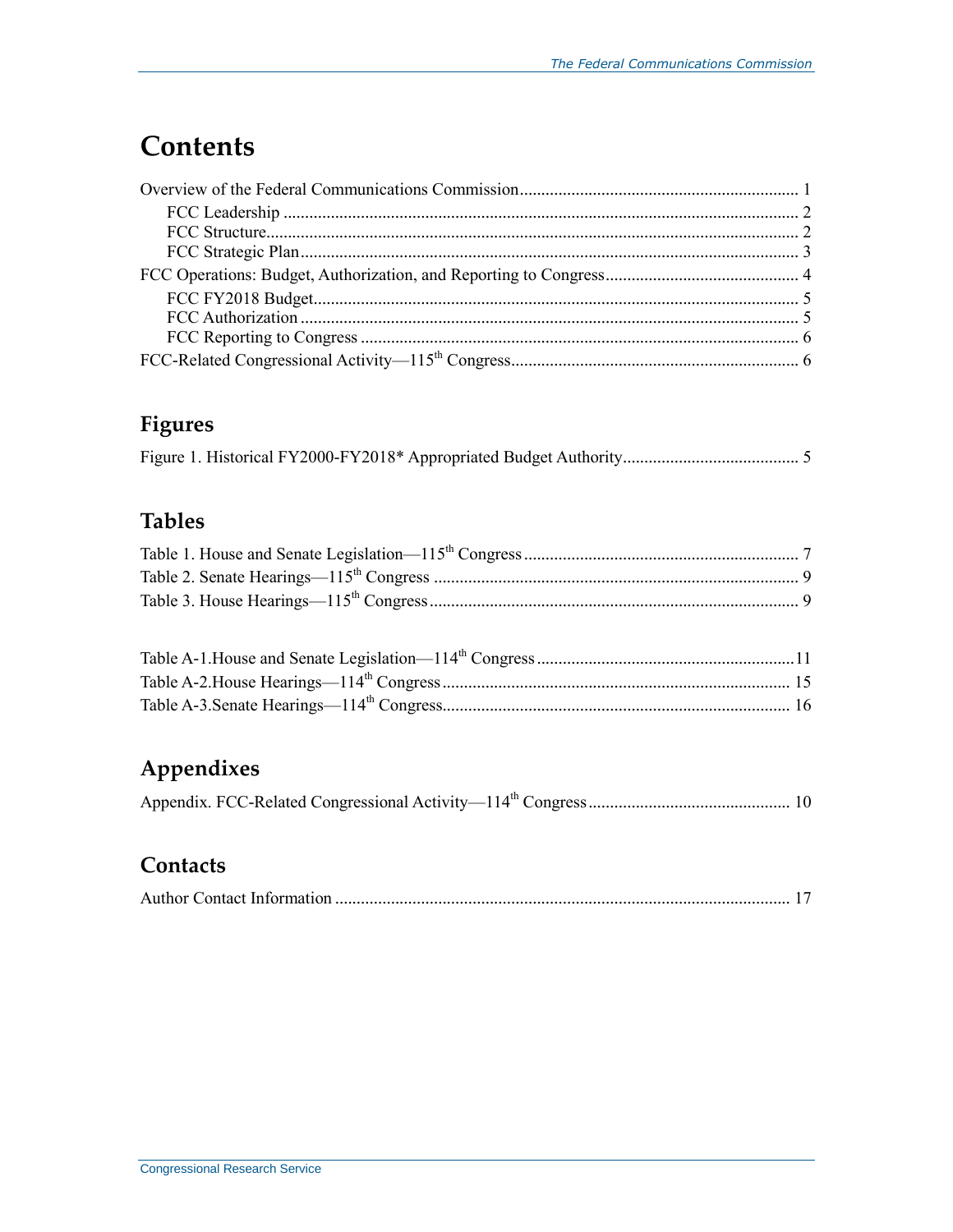# Contents

Overview of the Federal Communications Commission ........ 1
- FCC Leadership ........ 2
- FCC Structure ........ 2
- FCC Strategic Plan ........ 3

FCC Operations: Budget, Authorization, and Reporting to Congress ........ 4
- FCC FY2018 Budget ........ 5
- FCC Authorization ........ 5
- FCC Reporting to Congress ........ 6

FCC-Related Congressional Activity—115th Congress ........ 6

## Figures

Figure 1. Historical FY2000-FY2018* Appropriated Budget Authority ........ 5

## Tables

Table 1. House and Senate Legislation—115th Congress ........ 7
Table 2. Senate Hearings—115th Congress ........ 9
Table 3. House Hearings—115th Congress ........ 9

Table A-1.House and Senate Legislation—114th Congress ........ 11
Table A-2.House Hearings—114th Congress ........ 15
Table A-3.Senate Hearings—114th Congress ........ 16

## Appendixes

Appendix. FCC-Related Congressional Activity—114th Congress ........ 10

## Contacts

Author Contact Information ........ 17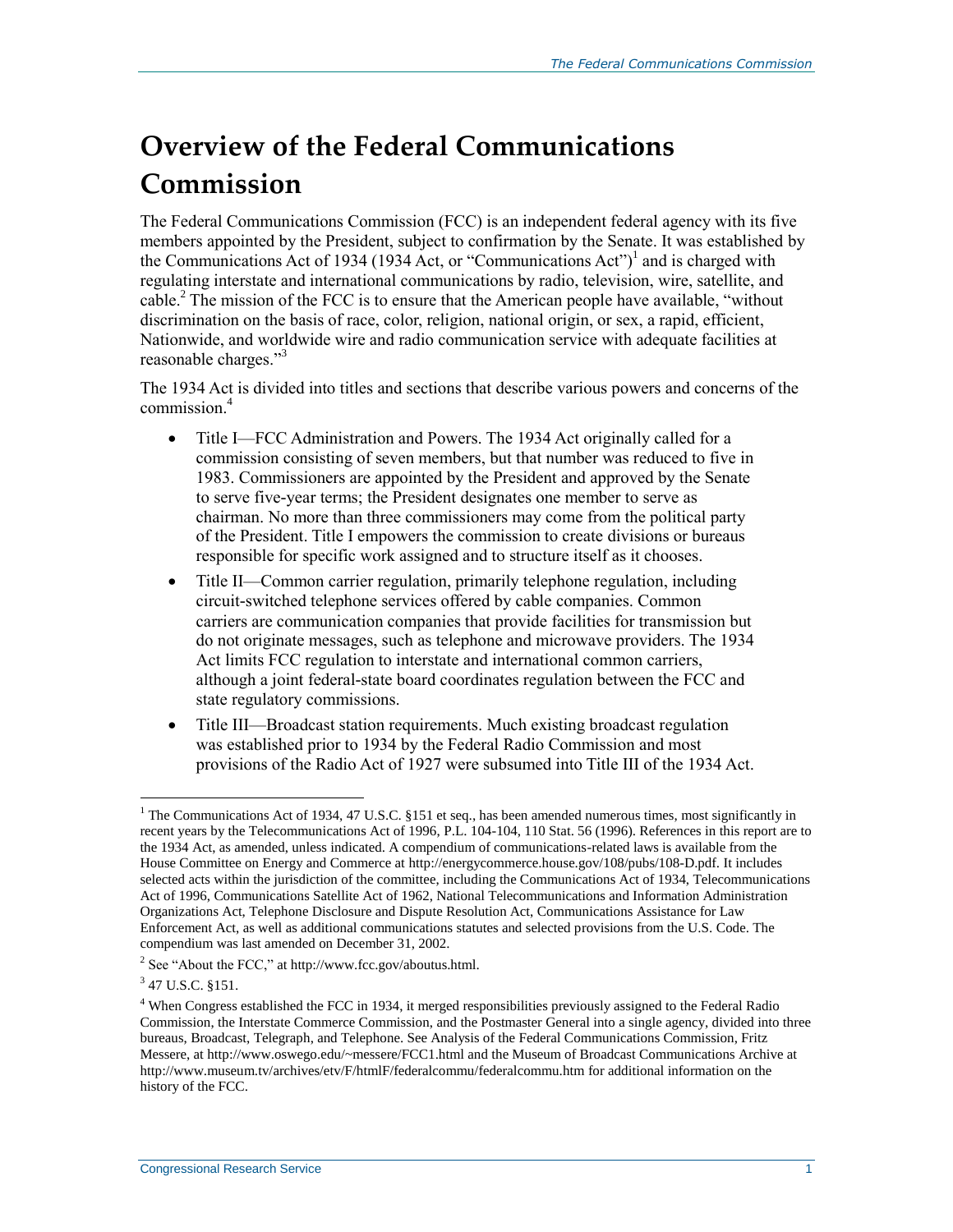# Overview of the Federal Communications Commission

The Federal Communications Commission (FCC) is an independent federal agency with its five members appointed by the President, subject to confirmation by the Senate. It was established by the Communications Act of 1934 (1934 Act, or "Communications Act")[1] and is charged with regulating interstate and international communications by radio, television, wire, satellite, and cable.[2] The mission of the FCC is to ensure that the American people have available, "without discrimination on the basis of race, color, religion, national origin, or sex, a rapid, efficient, Nationwide, and worldwide wire and radio communication service with adequate facilities at reasonable charges."[3]

The 1934 Act is divided into titles and sections that describe various powers and concerns of the commission.[4]

- Title I—FCC Administration and Powers. The 1934 Act originally called for a commission consisting of seven members, but that number was reduced to five in 1983. Commissioners are appointed by the President and approved by the Senate to serve five-year terms; the President designates one member to serve as chairman. No more than three commissioners may come from the political party of the President. Title I empowers the commission to create divisions or bureaus responsible for specific work assigned and to structure itself as it chooses.
- Title II—Common carrier regulation, primarily telephone regulation, including circuit-switched telephone services offered by cable companies. Common carriers are communication companies that provide facilities for transmission but do not originate messages, such as telephone and microwave providers. The 1934 Act limits FCC regulation to interstate and international common carriers, although a joint federal-state board coordinates regulation between the FCC and state regulatory commissions.
- Title III—Broadcast station requirements. Much existing broadcast regulation was established prior to 1934 by the Federal Radio Commission and most provisions of the Radio Act of 1927 were subsumed into Title III of the 1934 Act.

---

[1] The Communications Act of 1934, 47 U.S.C. §151 et seq., has been amended numerous times, most significantly in recent years by the Telecommunications Act of 1996, P.L. 104-104, 110 Stat. 56 (1996). References in this report are to the 1934 Act, as amended, unless indicated. A compendium of communications-related laws is available from the House Committee on Energy and Commerce at http://energycommerce.house.gov/108/pubs/108-D.pdf. It includes selected acts within the jurisdiction of the committee, including the Communications Act of 1934, Telecommunications Act of 1996, Communications Satellite Act of 1962, National Telecommunications and Information Administration Organizations Act, Telephone Disclosure and Dispute Resolution Act, Communications Assistance for Law Enforcement Act, as well as additional communications statutes and selected provisions from the U.S. Code. The compendium was last amended on December 31, 2002.

[2] See "About the FCC," at http://www.fcc.gov/aboutus.html.

[3] 47 U.S.C. §151.

[4] When Congress established the FCC in 1934, it merged responsibilities previously assigned to the Federal Radio Commission, the Interstate Commerce Commission, and the Postmaster General into a single agency, divided into three bureaus, Broadcast, Telegraph, and Telephone. See Analysis of the Federal Communications Commission, Fritz Messere, at http://www.oswego.edu/~messere/FCC1.html and the Museum of Broadcast Communications Archive at http://www.museum.tv/archives/etv/F/htmlF/federalcommu/federalcommu.htm for additional information on the history of the FCC.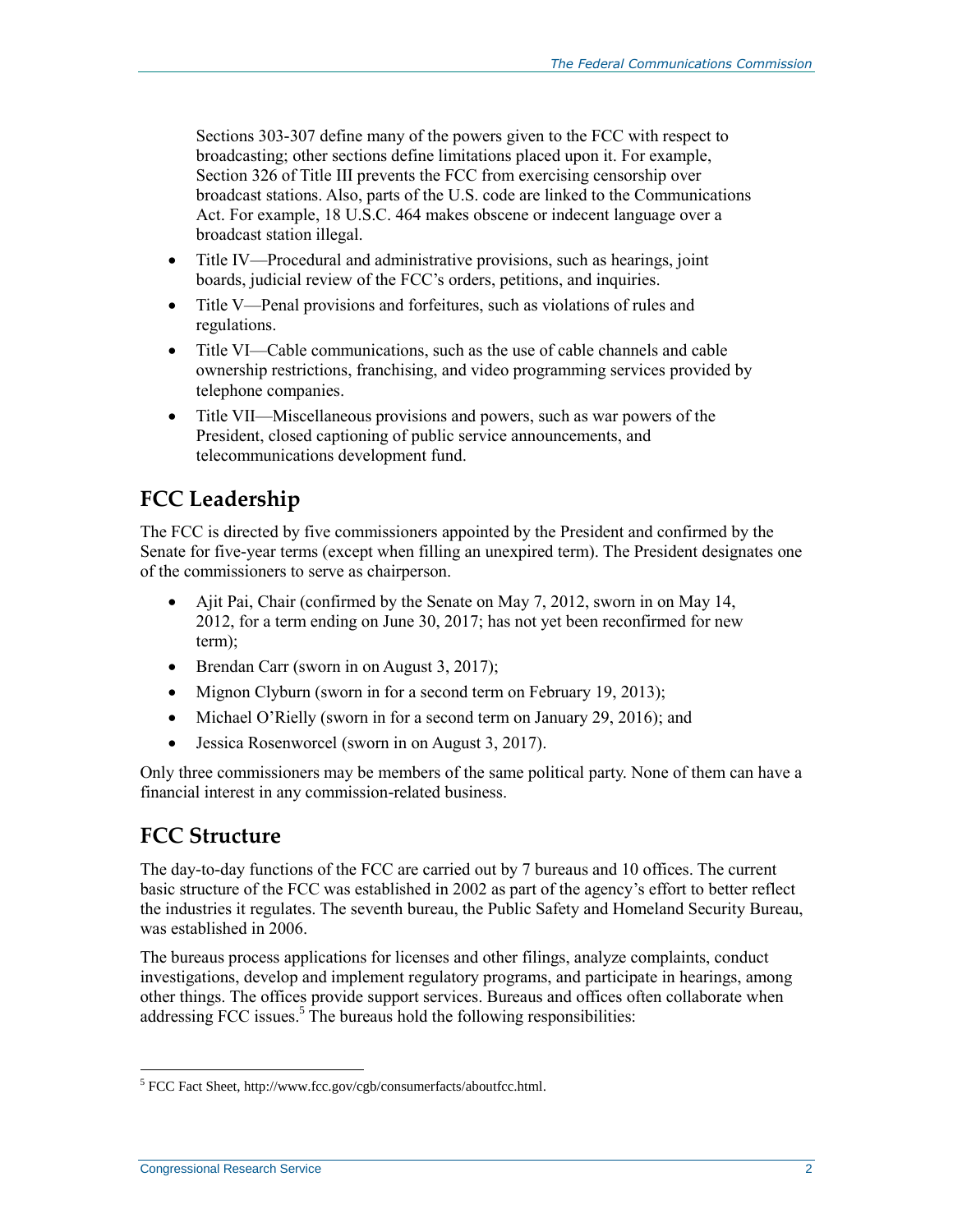Sections 303-307 define many of the powers given to the FCC with respect to broadcasting; other sections define limitations placed upon it. For example, Section 326 of Title III prevents the FCC from exercising censorship over broadcast stations. Also, parts of the U.S. code are linked to the Communications Act. For example, 18 U.S.C. 464 makes obscene or indecent language over a broadcast station illegal.

- Title IV—Procedural and administrative provisions, such as hearings, joint boards, judicial review of the FCC's orders, petitions, and inquiries.
- Title V—Penal provisions and forfeitures, such as violations of rules and regulations.
- Title VI—Cable communications, such as the use of cable channels and cable ownership restrictions, franchising, and video programming services provided by telephone companies.
- Title VII—Miscellaneous provisions and powers, such as war powers of the President, closed captioning of public service announcements, and telecommunications development fund.

## FCC Leadership

The FCC is directed by five commissioners appointed by the President and confirmed by the Senate for five-year terms (except when filling an unexpired term). The President designates one of the commissioners to serve as chairperson.

- Ajit Pai, Chair (confirmed by the Senate on May 7, 2012, sworn in on May 14, 2012, for a term ending on June 30, 2017; has not yet been reconfirmed for new term);
- Brendan Carr (sworn in on August 3, 2017);
- Mignon Clyburn (sworn in for a second term on February 19, 2013);
- Michael O'Rielly (sworn in for a second term on January 29, 2016); and
- Jessica Rosenworcel (sworn in on August 3, 2017).

Only three commissioners may be members of the same political party. None of them can have a financial interest in any commission-related business.

## FCC Structure

The day-to-day functions of the FCC are carried out by 7 bureaus and 10 offices. The current basic structure of the FCC was established in 2002 as part of the agency's effort to better reflect the industries it regulates. The seventh bureau, the Public Safety and Homeland Security Bureau, was established in 2006.

The bureaus process applications for licenses and other filings, analyze complaints, conduct investigations, develop and implement regulatory programs, and participate in hearings, among other things. The offices provide support services. Bureaus and offices often collaborate when addressing FCC issues.[5] The bureaus hold the following responsibilities:

[5] FCC Fact Sheet, http://www.fcc.gov/cgb/consumerfacts/aboutfcc.html.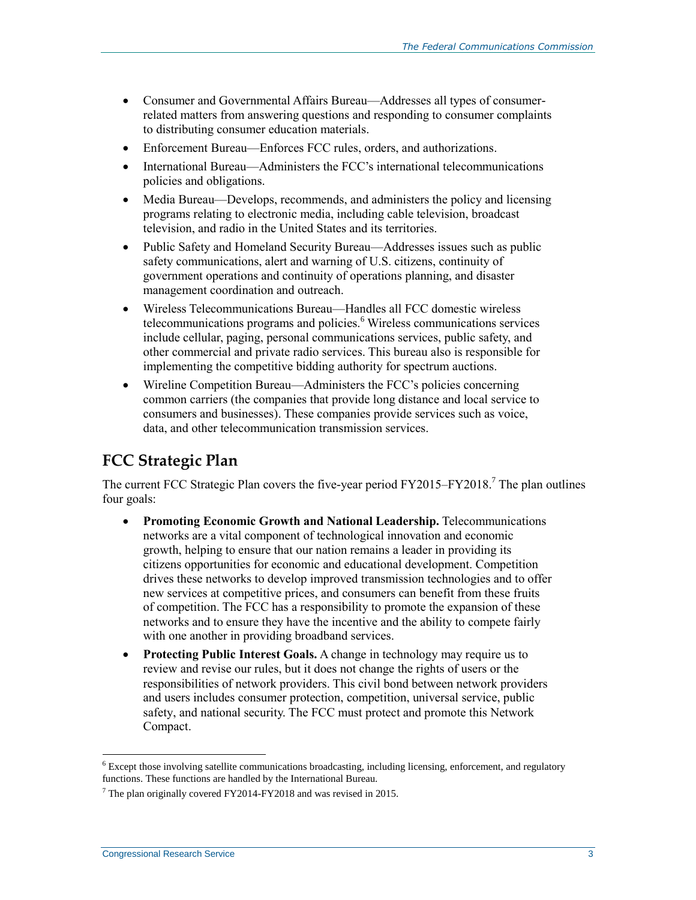- Consumer and Governmental Affairs Bureau—Addresses all types of consumer-related matters from answering questions and responding to consumer complaints to distributing consumer education materials.
- Enforcement Bureau—Enforces FCC rules, orders, and authorizations.
- International Bureau—Administers the FCC's international telecommunications policies and obligations.
- Media Bureau—Develops, recommends, and administers the policy and licensing programs relating to electronic media, including cable television, broadcast television, and radio in the United States and its territories.
- Public Safety and Homeland Security Bureau—Addresses issues such as public safety communications, alert and warning of U.S. citizens, continuity of government operations and continuity of operations planning, and disaster management coordination and outreach.
- Wireless Telecommunications Bureau—Handles all FCC domestic wireless telecommunications programs and policies.[6] Wireless communications services include cellular, paging, personal communications services, public safety, and other commercial and private radio services. This bureau also is responsible for implementing the competitive bidding authority for spectrum auctions.
- Wireline Competition Bureau—Administers the FCC's policies concerning common carriers (the companies that provide long distance and local service to consumers and businesses). These companies provide services such as voice, data, and other telecommunication transmission services.

## FCC Strategic Plan

The current FCC Strategic Plan covers the five-year period FY2015–FY2018.[7] The plan outlines four goals:

- **Promoting Economic Growth and National Leadership.** Telecommunications networks are a vital component of technological innovation and economic growth, helping to ensure that our nation remains a leader in providing its citizens opportunities for economic and educational development. Competition drives these networks to develop improved transmission technologies and to offer new services at competitive prices, and consumers can benefit from these fruits of competition. The FCC has a responsibility to promote the expansion of these networks and to ensure they have the incentive and the ability to compete fairly with one another in providing broadband services.
- **Protecting Public Interest Goals.** A change in technology may require us to review and revise our rules, but it does not change the rights of users or the responsibilities of network providers. This civil bond between network providers and users includes consumer protection, competition, universal service, public safety, and national security. The FCC must protect and promote this Network Compact.

---

[6] Except those involving satellite communications broadcasting, including licensing, enforcement, and regulatory functions. These functions are handled by the International Bureau.

[7] The plan originally covered FY2014-FY2018 and was revised in 2015.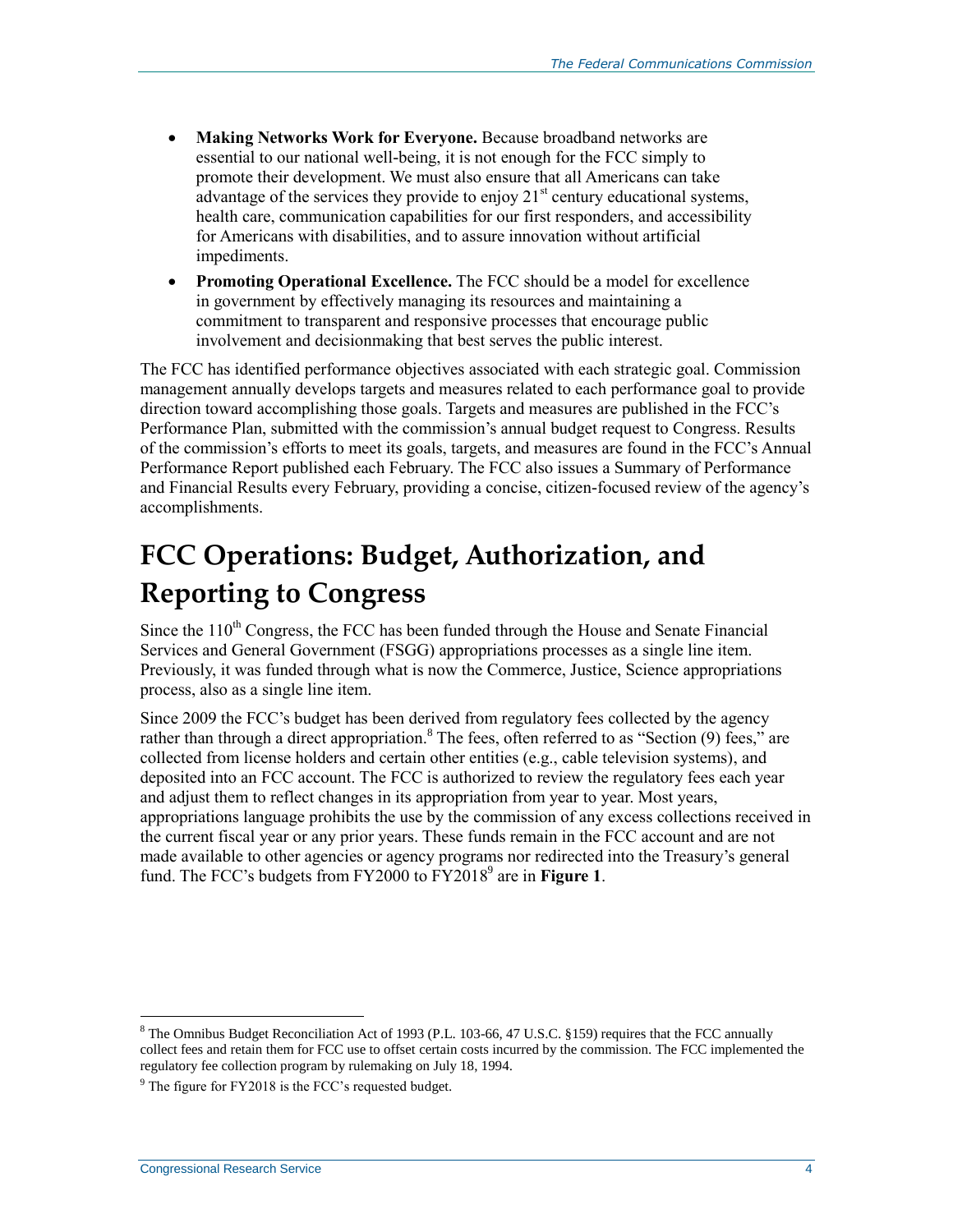- **Making Networks Work for Everyone.** Because broadband networks are essential to our national well-being, it is not enough for the FCC simply to promote their development. We must also ensure that all Americans can take advantage of the services they provide to enjoy 21st century educational systems, health care, communication capabilities for our first responders, and accessibility for Americans with disabilities, and to assure innovation without artificial impediments.
- **Promoting Operational Excellence.** The FCC should be a model for excellence in government by effectively managing its resources and maintaining a commitment to transparent and responsive processes that encourage public involvement and decisionmaking that best serves the public interest.

The FCC has identified performance objectives associated with each strategic goal. Commission management annually develops targets and measures related to each performance goal to provide direction toward accomplishing those goals. Targets and measures are published in the FCC's Performance Plan, submitted with the commission's annual budget request to Congress. Results of the commission's efforts to meet its goals, targets, and measures are found in the FCC's Annual Performance Report published each February. The FCC also issues a Summary of Performance and Financial Results every February, providing a concise, citizen-focused review of the agency's accomplishments.

# FCC Operations: Budget, Authorization, and Reporting to Congress

Since the 110th Congress, the FCC has been funded through the House and Senate Financial Services and General Government (FSGG) appropriations processes as a single line item. Previously, it was funded through what is now the Commerce, Justice, Science appropriations process, also as a single line item.

Since 2009 the FCC's budget has been derived from regulatory fees collected by the agency rather than through a direct appropriation.[8] The fees, often referred to as "Section (9) fees," are collected from license holders and certain other entities (e.g., cable television systems), and deposited into an FCC account. The FCC is authorized to review the regulatory fees each year and adjust them to reflect changes in its appropriation from year to year. Most years, appropriations language prohibits the use by the commission of any excess collections received in the current fiscal year or any prior years. These funds remain in the FCC account and are not made available to other agencies or agency programs nor redirected into the Treasury's general fund. The FCC's budgets from FY2000 to FY2018[9] are in **Figure 1**.

---

[8] The Omnibus Budget Reconciliation Act of 1993 (P.L. 103-66, 47 U.S.C. §159) requires that the FCC annually collect fees and retain them for FCC use to offset certain costs incurred by the commission. The FCC implemented the regulatory fee collection program by rulemaking on July 18, 1994.

[9] The figure for FY2018 is the FCC's requested budget.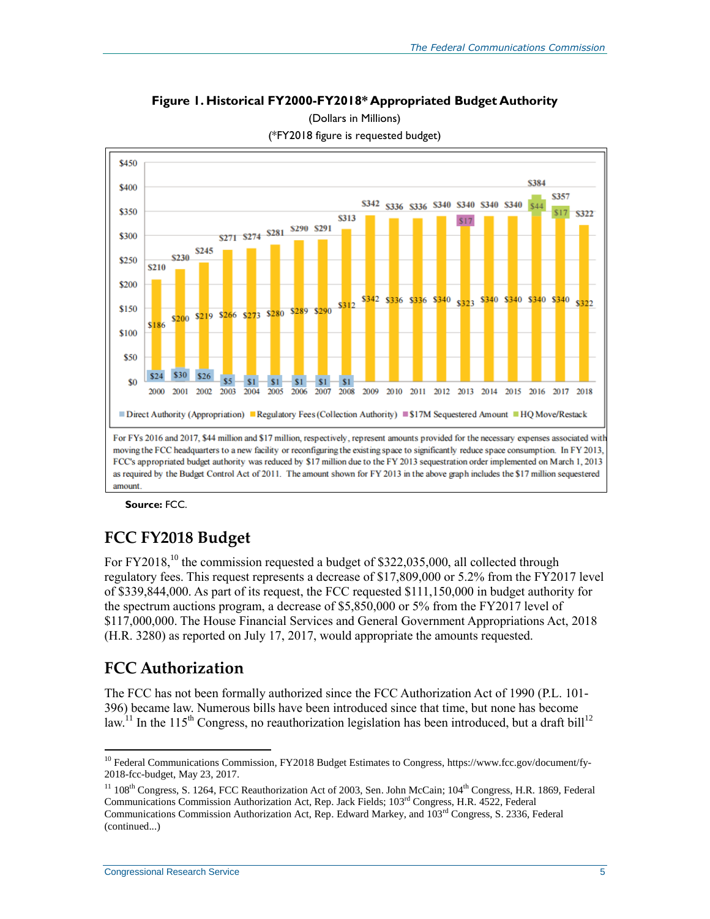**Figure 1. Historical FY2000-FY2018* Appropriated Budget Authority**

(Dollars in Millions)

(*FY2018 figure is requested budget)

For FYs 2016 and 2017, $44 million and $17 million, respectively, represent amounts provided for the necessary expenses associated with moving the FCC headquarters to a new facility or reconfiguring the existing space to significantly reduce space consumption. In FY 2013, FCC's appropriated budget authority was reduced by $17 million due to the FY 2013 sequestration order implemented on March 1, 2013 as required by the Budget Control Act of 2011. The amount shown for FY 2013 in the above graph includes the $17 million sequestered amount.

**Source:** FCC.

## FCC FY2018 Budget

For FY2018,[10] the commission requested a budget of $322,035,000, all collected through regulatory fees. This request represents a decrease of $17,809,000 or 5.2% from the FY2017 level of $339,844,000. As part of its request, the FCC requested $111,150,000 in budget authority for the spectrum auctions program, a decrease of $5,850,000 or 5% from the FY2017 level of $117,000,000. The House Financial Services and General Government Appropriations Act, 2018 (H.R. 3280) as reported on July 17, 2017, would appropriate the amounts requested.

## FCC Authorization

The FCC has not been formally authorized since the FCC Authorization Act of 1990 (P.L. 101-396) became law. Numerous bills have been introduced since that time, but none has become law.[11] In the 115th Congress, no reauthorization legislation has been introduced, but a draft bill[12]

---

[10] Federal Communications Commission, FY2018 Budget Estimates to Congress, https://www.fcc.gov/document/fy-2018-fcc-budget, May 23, 2017.

[11] 108th Congress, S. 1264, FCC Reauthorization Act of 2003, Sen. John McCain; 104th Congress, H.R. 1869, Federal Communications Commission Authorization Act, Rep. Jack Fields; 103rd Congress, H.R. 4522, Federal Communications Commission Authorization Act, Rep. Edward Markey, and 103rd Congress, S. 2336, Federal (continued...)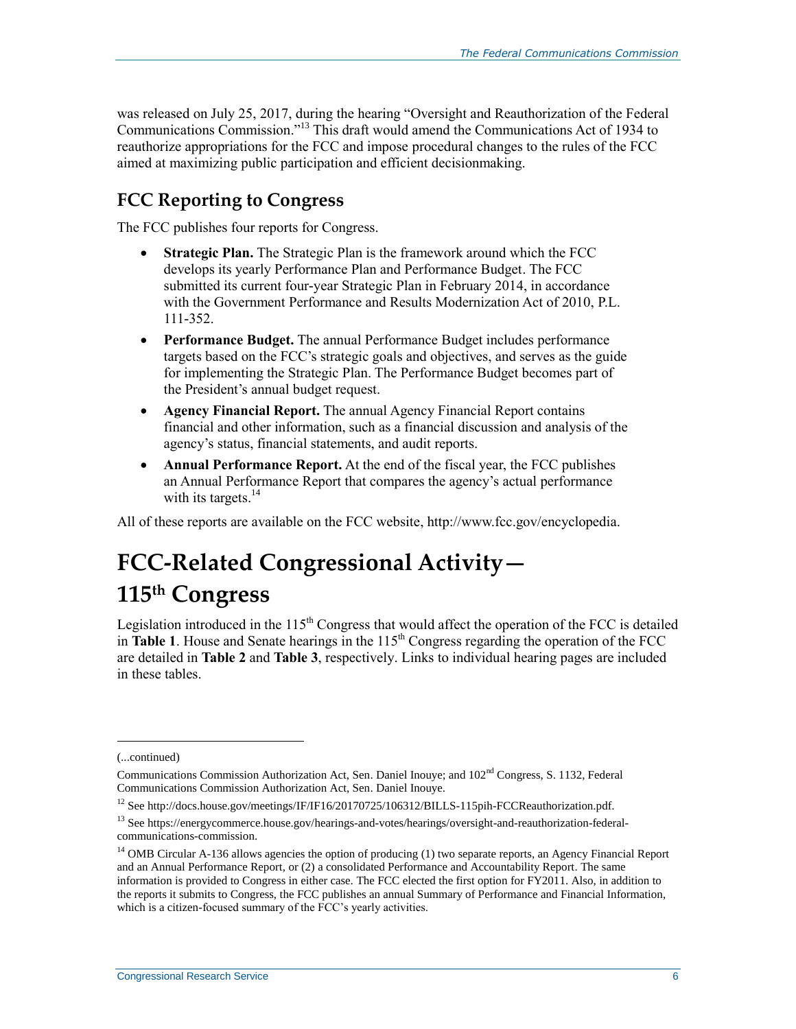was released on July 25, 2017, during the hearing "Oversight and Reauthorization of the Federal Communications Commission."[13] This draft would amend the Communications Act of 1934 to reauthorize appropriations for the FCC and impose procedural changes to the rules of the FCC aimed at maximizing public participation and efficient decisionmaking.

## FCC Reporting to Congress

The FCC publishes four reports for Congress.

- **Strategic Plan.** The Strategic Plan is the framework around which the FCC develops its yearly Performance Plan and Performance Budget. The FCC submitted its current four-year Strategic Plan in February 2014, in accordance with the Government Performance and Results Modernization Act of 2010, P.L. 111-352.
- **Performance Budget.** The annual Performance Budget includes performance targets based on the FCC's strategic goals and objectives, and serves as the guide for implementing the Strategic Plan. The Performance Budget becomes part of the President's annual budget request.
- **Agency Financial Report.** The annual Agency Financial Report contains financial and other information, such as a financial discussion and analysis of the agency's status, financial statements, and audit reports.
- **Annual Performance Report.** At the end of the fiscal year, the FCC publishes an Annual Performance Report that compares the agency's actual performance with its targets.[14]

All of these reports are available on the FCC website, http://www.fcc.gov/encyclopedia.

# FCC-Related Congressional Activity— 115th Congress

Legislation introduced in the 115th Congress that would affect the operation of the FCC is detailed in **Table 1**. House and Senate hearings in the 115th Congress regarding the operation of the FCC are detailed in **Table 2** and **Table 3**, respectively. Links to individual hearing pages are included in these tables.

---

(...continued)

Communications Commission Authorization Act, Sen. Daniel Inouye; and 102nd Congress, S. 1132, Federal Communications Commission Authorization Act, Sen. Daniel Inouye.

[12] See http://docs.house.gov/meetings/IF/IF16/20170725/106312/BILLS-115pih-FCCReauthorization.pdf.

[13] See https://energycommerce.house.gov/hearings-and-votes/hearings/oversight-and-reauthorization-federal-communications-commission.

[14] OMB Circular A-136 allows agencies the option of producing (1) two separate reports, an Agency Financial Report and an Annual Performance Report, or (2) a consolidated Performance and Accountability Report. The same information is provided to Congress in either case. The FCC elected the first option for FY2011. Also, in addition to the reports it submits to Congress, the FCC publishes an annual Summary of Performance and Financial Information, which is a citizen-focused summary of the FCC's yearly activities.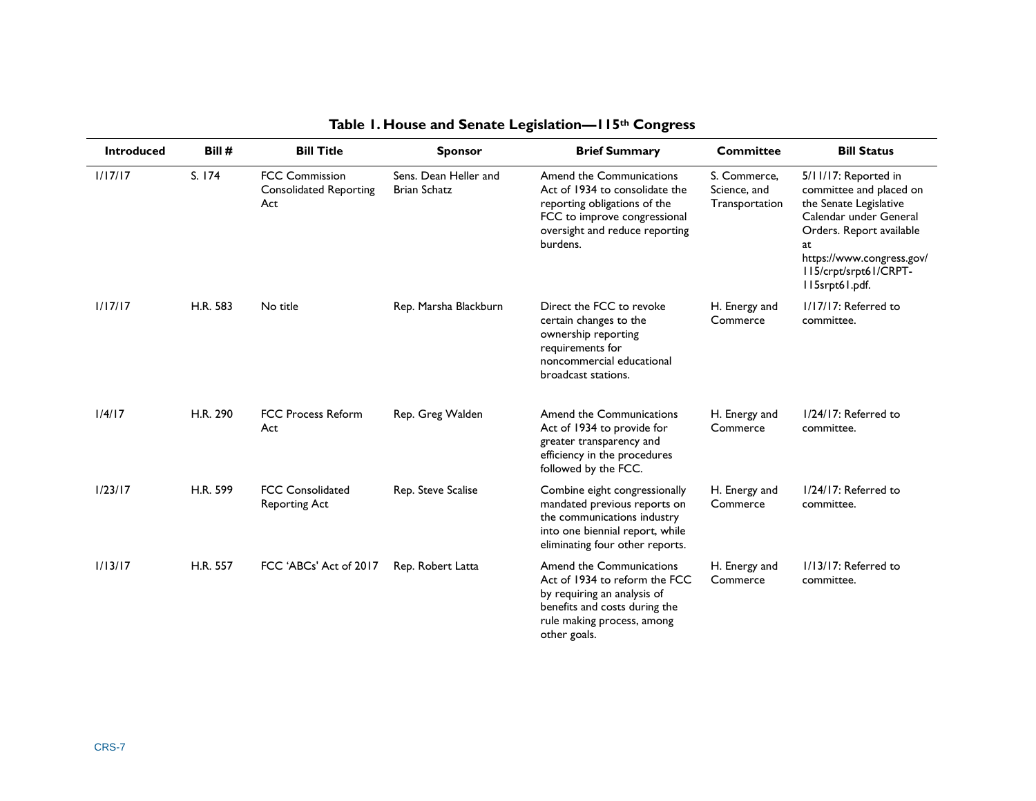**Table 1. House and Senate Legislation—115th Congress**

| Introduced | Bill # | Bill Title | Sponsor | Brief Summary | Committee | Bill Status |
|---|---|---|---|---|---|---|
| 1/17/17 | S. 174 | FCC Commission Consolidated Reporting Act | Sens. Dean Heller and Brian Schatz | Amend the Communications Act of 1934 to consolidate the reporting obligations of the FCC to improve congressional oversight and reduce reporting burdens. | S. Commerce, Science, and Transportation | 5/11/17: Reported in committee and placed on the Senate Legislative Calendar under General Orders. Report available at https://www.congress.gov/115/crpt/srpt61/CRPT-115srpt61.pdf. |
| 1/17/17 | H.R. 583 | No title | Rep. Marsha Blackburn | Direct the FCC to revoke certain changes to the ownership reporting requirements for noncommercial educational broadcast stations. | H. Energy and Commerce | 1/17/17: Referred to committee. |
| 1/4/17 | H.R. 290 | FCC Process Reform Act | Rep. Greg Walden | Amend the Communications Act of 1934 to provide for greater transparency and efficiency in the procedures followed by the FCC. | H. Energy and Commerce | 1/24/17: Referred to committee. |
| 1/23/17 | H.R. 599 | FCC Consolidated Reporting Act | Rep. Steve Scalise | Combine eight congressionally mandated previous reports on the communications industry into one biennial report, while eliminating four other reports. | H. Energy and Commerce | 1/24/17: Referred to committee. |
| 1/13/17 | H.R. 557 | FCC 'ABCs' Act of 2017 | Rep. Robert Latta | Amend the Communications Act of 1934 to reform the FCC by requiring an analysis of benefits and costs during the rule making process, among other goals. | H. Energy and Commerce | 1/13/17: Referred to committee. |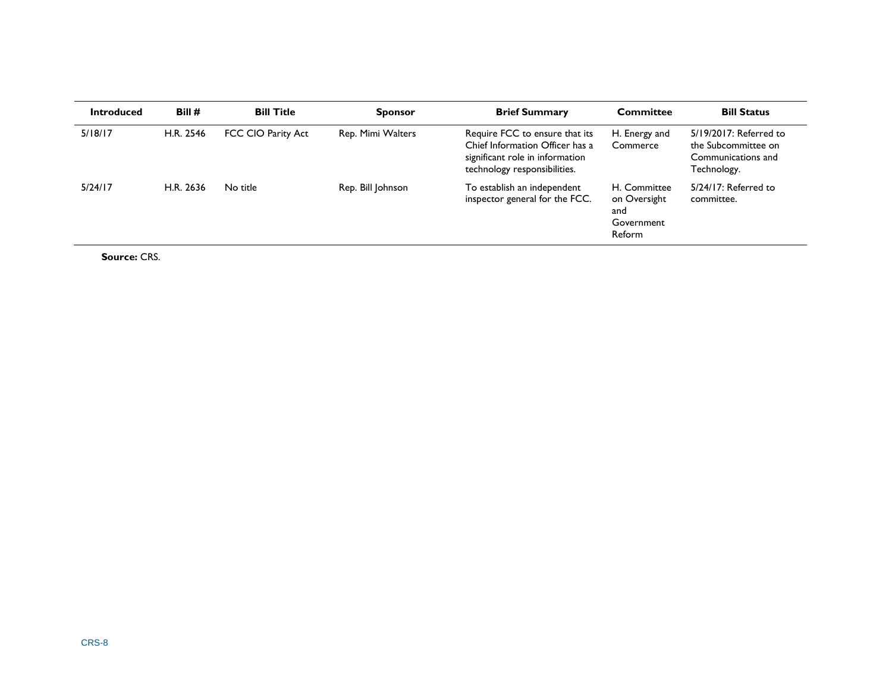| Introduced | Bill # | Bill Title | Sponsor | Brief Summary | Committee | Bill Status |
|---|---|---|---|---|---|---|
| 5/18/17 | H.R. 2546 | FCC CIO Parity Act | Rep. Mimi Walters | Require FCC to ensure that its Chief Information Officer has a significant role in information technology responsibilities. | H. Energy and Commerce | 5/19/2017: Referred to the Subcommittee on Communications and Technology. |
| 5/24/17 | H.R. 2636 | No title | Rep. Bill Johnson | To establish an independent inspector general for the FCC. | H. Committee on Oversight and Government Reform | 5/24/17: Referred to committee. |

**Source:** CRS.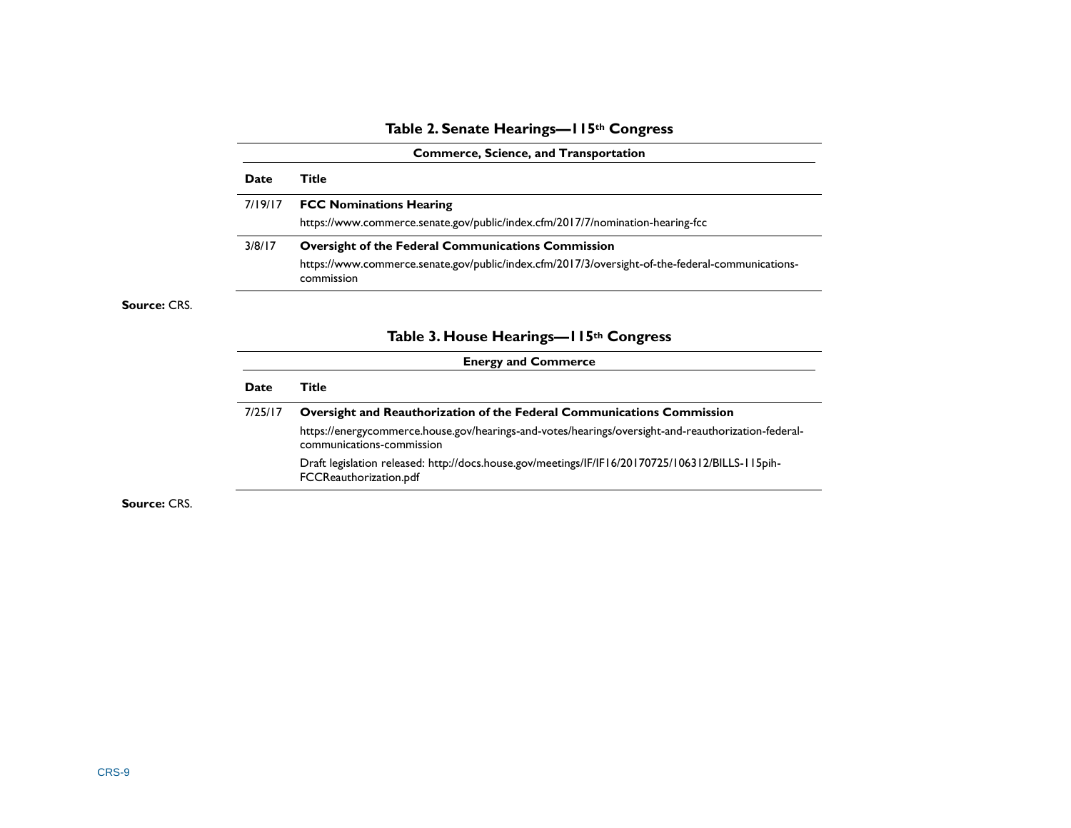**Table 2. Senate Hearings—115th Congress**

| Commerce, Science, and Transportation | |
|---|---|
| **Date** | **Title** |
| 7/19/17 | **FCC Nominations Hearing**<br>https://www.commerce.senate.gov/public/index.cfm/2017/7/nomination-hearing-fcc |
| 3/8/17 | **Oversight of the Federal Communications Commission**<br>https://www.commerce.senate.gov/public/index.cfm/2017/3/oversight-of-the-federal-communications-commission |

**Source:** CRS.

**Table 3. House Hearings—115th Congress**

| Energy and Commerce | |
|---|---|
| **Date** | **Title** |
| 7/25/17 | **Oversight and Reauthorization of the Federal Communications Commission**<br>https://energycommerce.house.gov/hearings-and-votes/hearings/oversight-and-reauthorization-federal-communications-commission<br>Draft legislation released: http://docs.house.gov/meetings/IF/IF16/20170725/106312/BILLS-115pih-FCCReauthorization.pdf |

**Source:** CRS.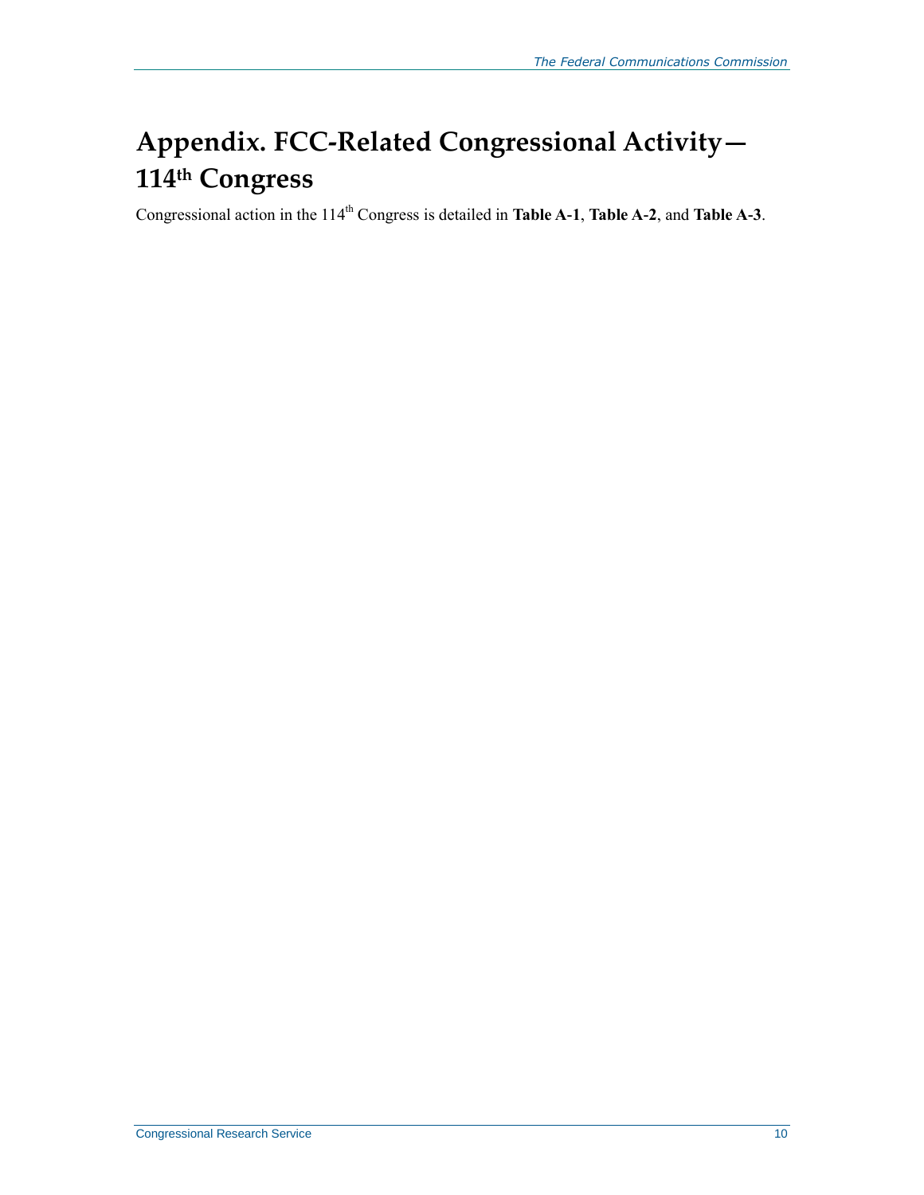# Appendix. FCC-Related Congressional Activity—114th Congress

Congressional action in the 114th Congress is detailed in **Table A-1**, **Table A-2**, and **Table A-3**.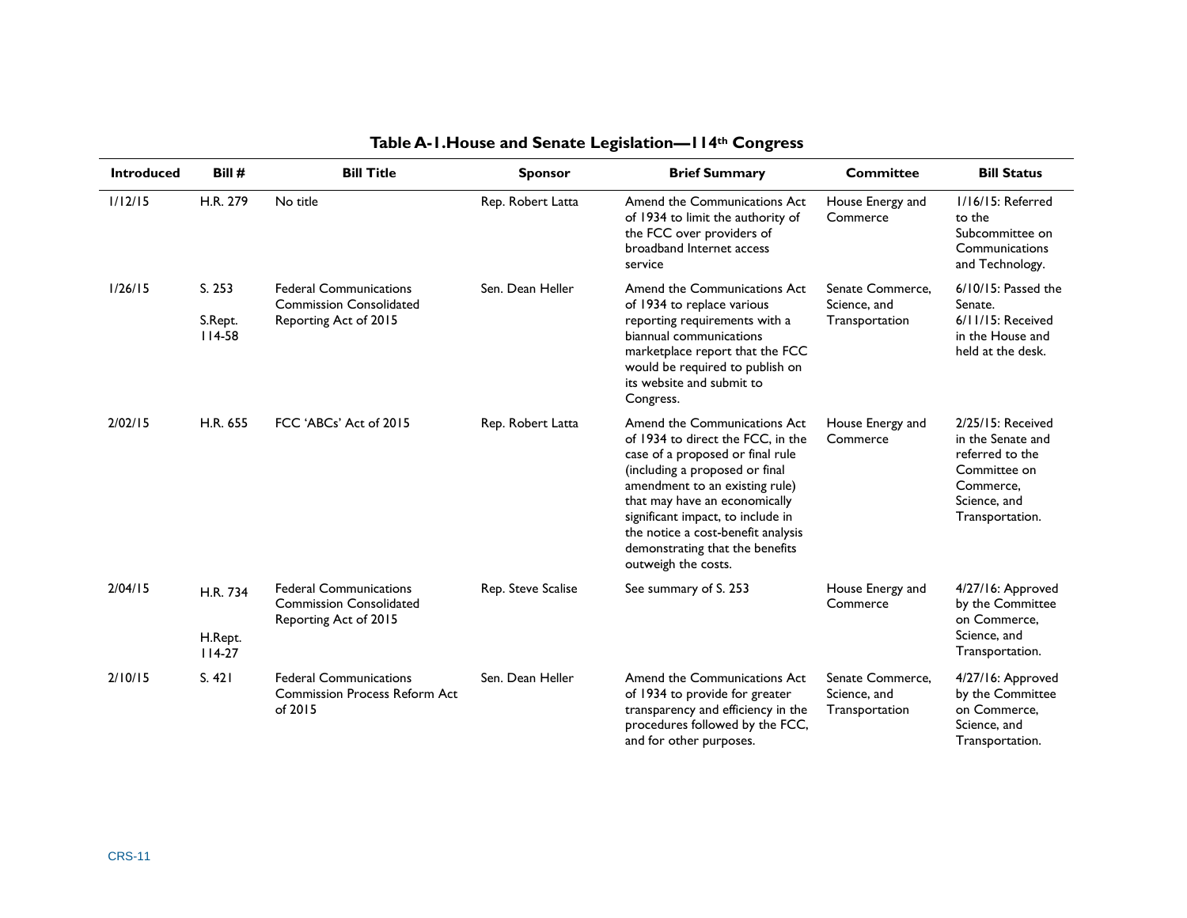**Table A-1. House and Senate Legislation—114th Congress**

| Introduced | Bill # | Bill Title | Sponsor | Brief Summary | Committee | Bill Status |
|---|---|---|---|---|---|---|
| 1/12/15 | H.R. 279 | No title | Rep. Robert Latta | Amend the Communications Act of 1934 to limit the authority of the FCC over providers of broadband Internet access service | House Energy and Commerce | 1/16/15: Referred to the Subcommittee on Communications and Technology. |
| 1/26/15 | S. 253<br><br>S.Rept. 114-58 | Federal Communications Commission Consolidated Reporting Act of 2015 | Sen. Dean Heller | Amend the Communications Act of 1934 to replace various reporting requirements with a biannual communications marketplace report that the FCC would be required to publish on its website and submit to Congress. | Senate Commerce, Science, and Transportation | 6/10/15: Passed the Senate.<br>6/11/15: Received in the House and held at the desk. |
| 2/02/15 | H.R. 655 | FCC 'ABCs' Act of 2015 | Rep. Robert Latta | Amend the Communications Act of 1934 to direct the FCC, in the case of a proposed or final rule (including a proposed or final amendment to an existing rule) that may have an economically significant impact, to include in the notice a cost-benefit analysis demonstrating that the benefits outweigh the costs. | House Energy and Commerce | 2/25/15: Received in the Senate and referred to the Committee on Commerce, Science, and Transportation. |
| 2/04/15 | H.R. 734<br><br>H.Rept. 114-27 | Federal Communications Commission Consolidated Reporting Act of 2015 | Rep. Steve Scalise | See summary of S. 253 | House Energy and Commerce | 4/27/16: Approved by the Committee on Commerce, Science, and Transportation. |
| 2/10/15 | S. 421 | Federal Communications Commission Process Reform Act of 2015 | Sen. Dean Heller | Amend the Communications Act of 1934 to provide for greater transparency and efficiency in the procedures followed by the FCC, and for other purposes. | Senate Commerce, Science, and Transportation | 4/27/16: Approved by the Committee on Commerce, Science, and Transportation. |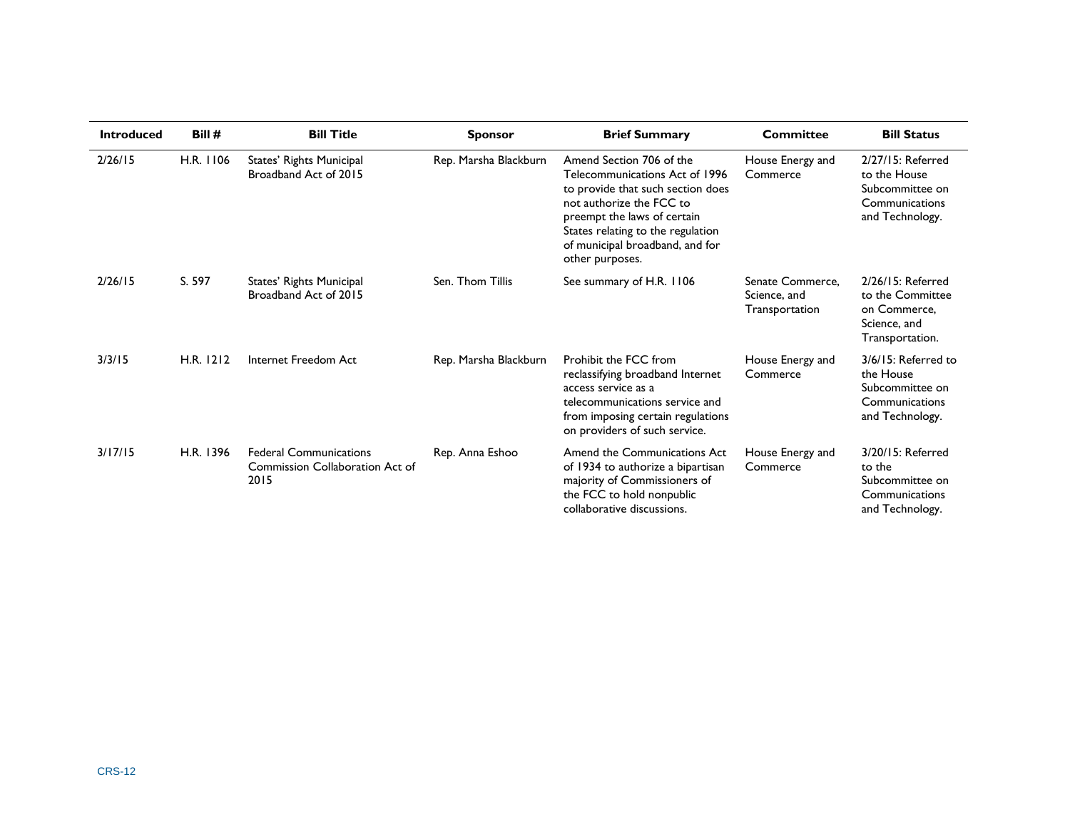| Introduced | Bill # | Bill Title | Sponsor | Brief Summary | Committee | Bill Status |
|---|---|---|---|---|---|---|
| 2/26/15 | H.R. 1106 | States' Rights Municipal Broadband Act of 2015 | Rep. Marsha Blackburn | Amend Section 706 of the Telecommunications Act of 1996 to provide that such section does not authorize the FCC to preempt the laws of certain States relating to the regulation of municipal broadband, and for other purposes. | House Energy and Commerce | 2/27/15: Referred to the House Subcommittee on Communications and Technology. |
| 2/26/15 | S. 597 | States' Rights Municipal Broadband Act of 2015 | Sen. Thom Tillis | See summary of H.R. 1106 | Senate Commerce, Science, and Transportation | 2/26/15: Referred to the Committee on Commerce, Science, and Transportation. |
| 3/3/15 | H.R. 1212 | Internet Freedom Act | Rep. Marsha Blackburn | Prohibit the FCC from reclassifying broadband Internet access service as a telecommunications service and from imposing certain regulations on providers of such service. | House Energy and Commerce | 3/6/15: Referred to the House Subcommittee on Communications and Technology. |
| 3/17/15 | H.R. 1396 | Federal Communications Commission Collaboration Act of 2015 | Rep. Anna Eshoo | Amend the Communications Act of 1934 to authorize a bipartisan majority of Commissioners of the FCC to hold nonpublic collaborative discussions. | House Energy and Commerce | 3/20/15: Referred to the Subcommittee on Communications and Technology. |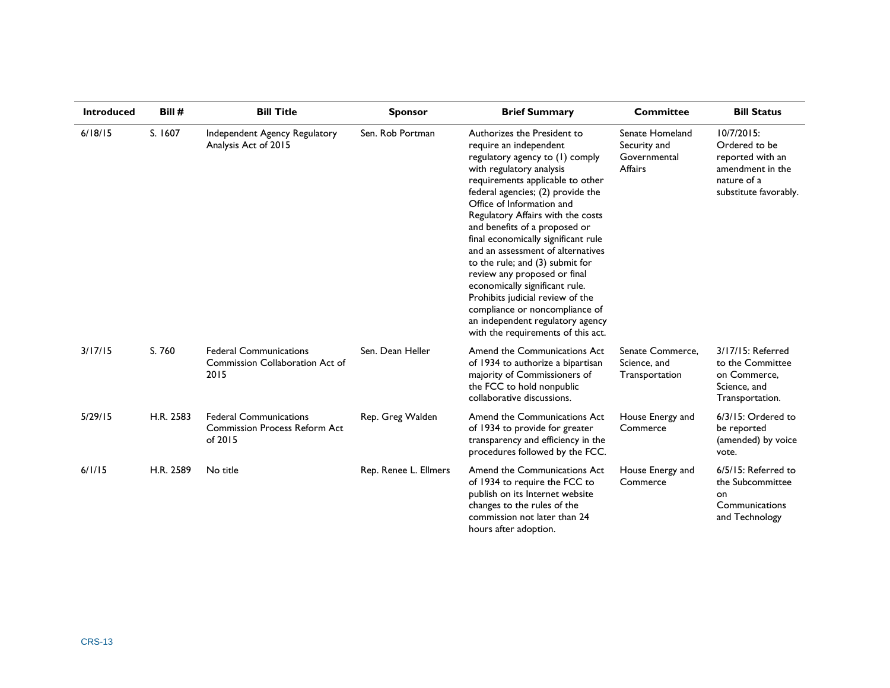| Introduced | Bill # | Bill Title | Sponsor | Brief Summary | Committee | Bill Status |
|---|---|---|---|---|---|---|
| 6/18/15 | S. 1607 | Independent Agency Regulatory Analysis Act of 2015 | Sen. Rob Portman | Authorizes the President to require an independent regulatory agency to (1) comply with regulatory analysis requirements applicable to other federal agencies; (2) provide the Office of Information and Regulatory Affairs with the costs and benefits of a proposed or final economically significant rule and an assessment of alternatives to the rule; and (3) submit for review any proposed or final economically significant rule. Prohibits judicial review of the compliance or noncompliance of an independent regulatory agency with the requirements of this act. | Senate Homeland Security and Governmental Affairs | 10/7/2015: Ordered to be reported with an amendment in the nature of a substitute favorably. |
| 3/17/15 | S. 760 | Federal Communications Commission Collaboration Act of 2015 | Sen. Dean Heller | Amend the Communications Act of 1934 to authorize a bipartisan majority of Commissioners of the FCC to hold nonpublic collaborative discussions. | Senate Commerce, Science, and Transportation | 3/17/15: Referred to the Committee on Commerce, Science, and Transportation. |
| 5/29/15 | H.R. 2583 | Federal Communications Commission Process Reform Act of 2015 | Rep. Greg Walden | Amend the Communications Act of 1934 to provide for greater transparency and efficiency in the procedures followed by the FCC. | House Energy and Commerce | 6/3/15: Ordered to be reported (amended) by voice vote. |
| 6/1/15 | H.R. 2589 | No title | Rep. Renee L. Ellmers | Amend the Communications Act of 1934 to require the FCC to publish on its Internet website changes to the rules of the commission not later than 24 hours after adoption. | House Energy and Commerce | 6/5/15: Referred to the Subcommittee on Communications and Technology |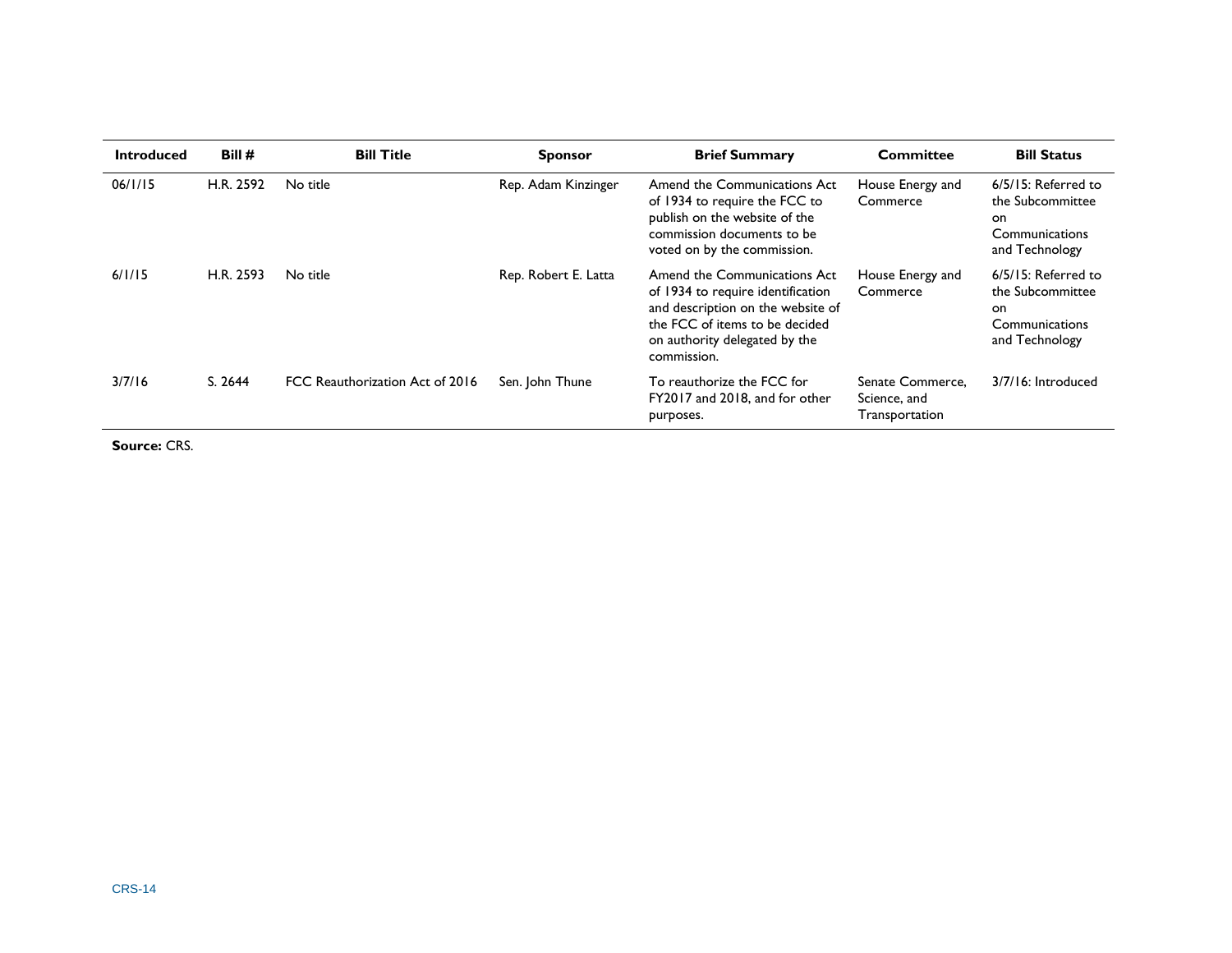| Introduced | Bill # | Bill Title | Sponsor | Brief Summary | Committee | Bill Status |
|---|---|---|---|---|---|---|
| 06/1/15 | H.R. 2592 | No title | Rep. Adam Kinzinger | Amend the Communications Act of 1934 to require the FCC to publish on the website of the commission documents to be voted on by the commission. | House Energy and Commerce | 6/5/15: Referred to the Subcommittee on Communications and Technology |
| 6/1/15 | H.R. 2593 | No title | Rep. Robert E. Latta | Amend the Communications Act of 1934 to require identification and description on the website of the FCC of items to be decided on authority delegated by the commission. | House Energy and Commerce | 6/5/15: Referred to the Subcommittee on Communications and Technology |
| 3/7/16 | S. 2644 | FCC Reauthorization Act of 2016 | Sen. John Thune | To reauthorize the FCC for FY2017 and 2018, and for other purposes. | Senate Commerce, Science, and Transportation | 3/7/16: Introduced |

**Source:** CRS.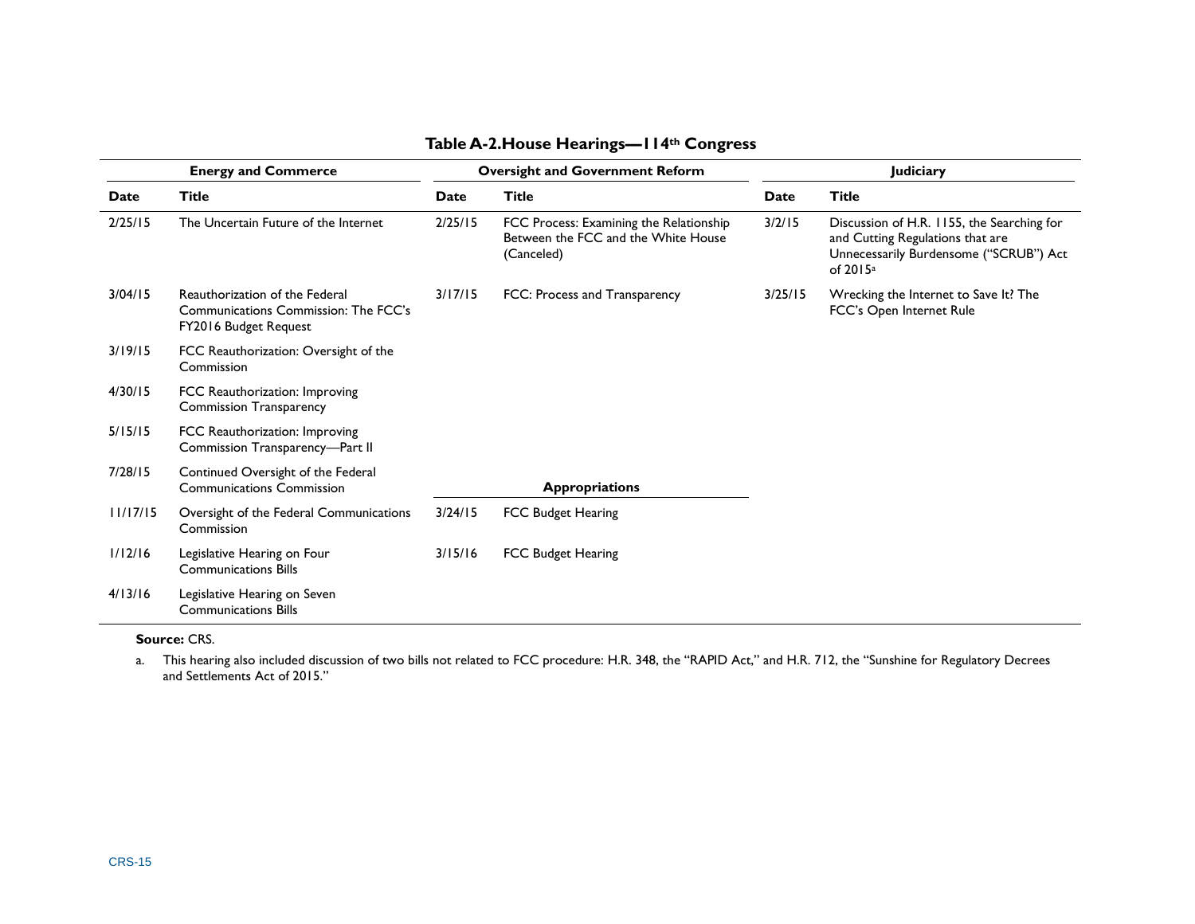**Table A-2.House Hearings—114th Congress**

| Energy and Commerce | | Oversight and Government Reform | | Judiciary | |
|---|---|---|---|---|---|
| **Date** | **Title** | **Date** | **Title** | **Date** | **Title** |
| 2/25/15 | The Uncertain Future of the Internet | 2/25/15 | FCC Process: Examining the Relationship Between the FCC and the White House (Canceled) | 3/2/15 | Discussion of H.R. 1155, the Searching for and Cutting Regulations that are Unnecessarily Burdensome ("SCRUB") Act of 2015[a] |
| 3/04/15 | Reauthorization of the Federal Communications Commission: The FCC's FY2016 Budget Request | 3/17/15 | FCC: Process and Transparency | 3/25/15 | Wrecking the Internet to Save It? The FCC's Open Internet Rule |
| 3/19/15 | FCC Reauthorization: Oversight of the Commission | | | | |
| 4/30/15 | FCC Reauthorization: Improving Commission Transparency | | | | |
| 5/15/15 | FCC Reauthorization: Improving Commission Transparency—Part II | | | | |
| 7/28/15 | Continued Oversight of the Federal Communications Commission | **Appropriations** | | | |
| 11/17/15 | Oversight of the Federal Communications Commission | 3/24/15 | FCC Budget Hearing | | |
| 1/12/16 | Legislative Hearing on Four Communications Bills | 3/15/16 | FCC Budget Hearing | | |
| 4/13/16 | Legislative Hearing on Seven Communications Bills | | | | |

**Source:** CRS.

a. This hearing also included discussion of two bills not related to FCC procedure: H.R. 348, the "RAPID Act," and H.R. 712, the "Sunshine for Regulatory Decrees and Settlements Act of 2015."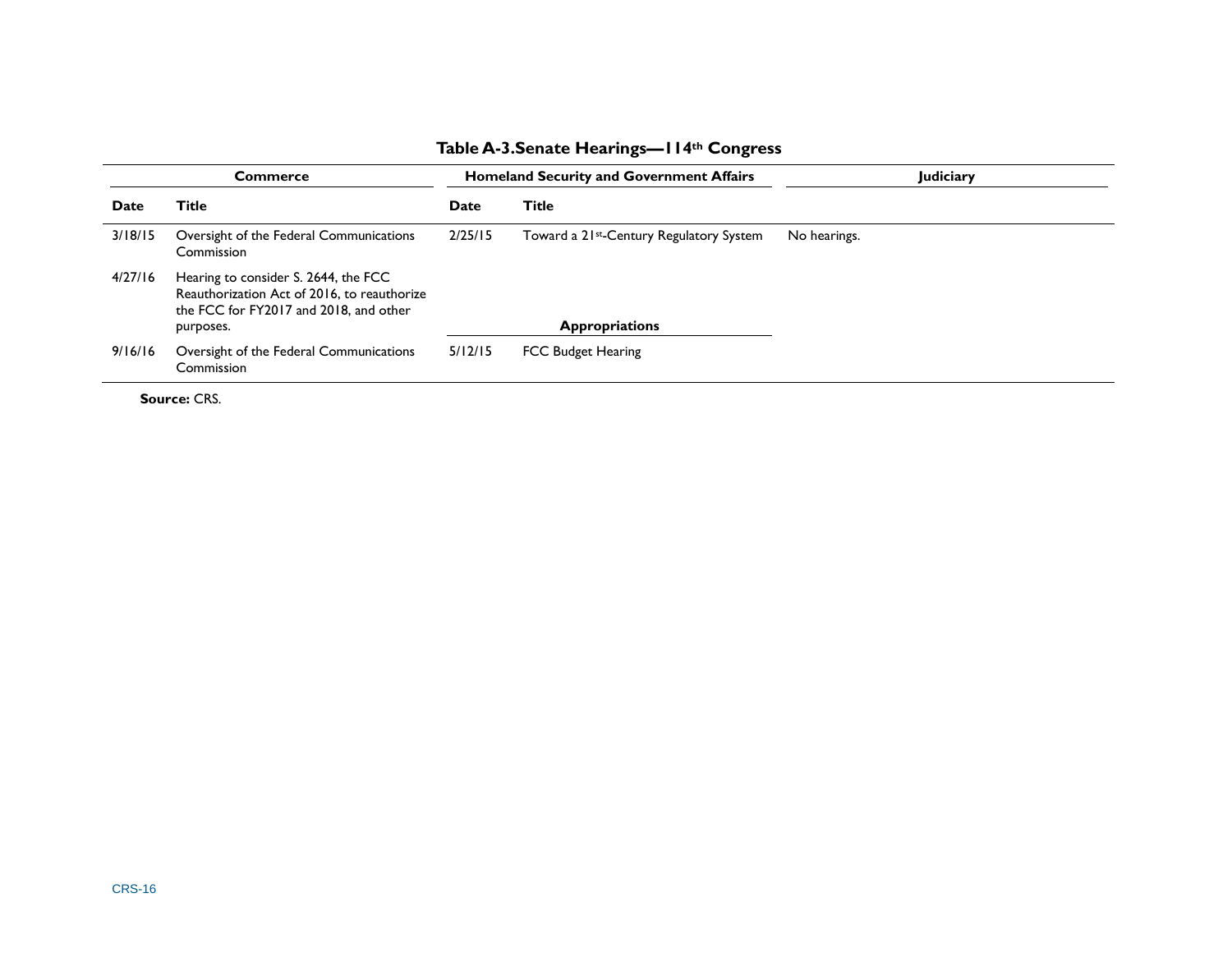**Table A-3. Senate Hearings—114th Congress**

| Commerce | | Homeland Security and Government Affairs | | Judiciary |
|---|---|---|---|---|
| **Date** | **Title** | **Date** | **Title** | |
| 3/18/15 | Oversight of the Federal Communications Commission | 2/25/15 | Toward a 21st-Century Regulatory System | No hearings. |
| 4/27/16 | Hearing to consider S. 2644, the FCC Reauthorization Act of 2016, to reauthorize the FCC for FY2017 and 2018, and other purposes. | | **Appropriations** | |
| 9/16/16 | Oversight of the Federal Communications Commission | 5/12/15 | FCC Budget Hearing | |

**Source:** CRS.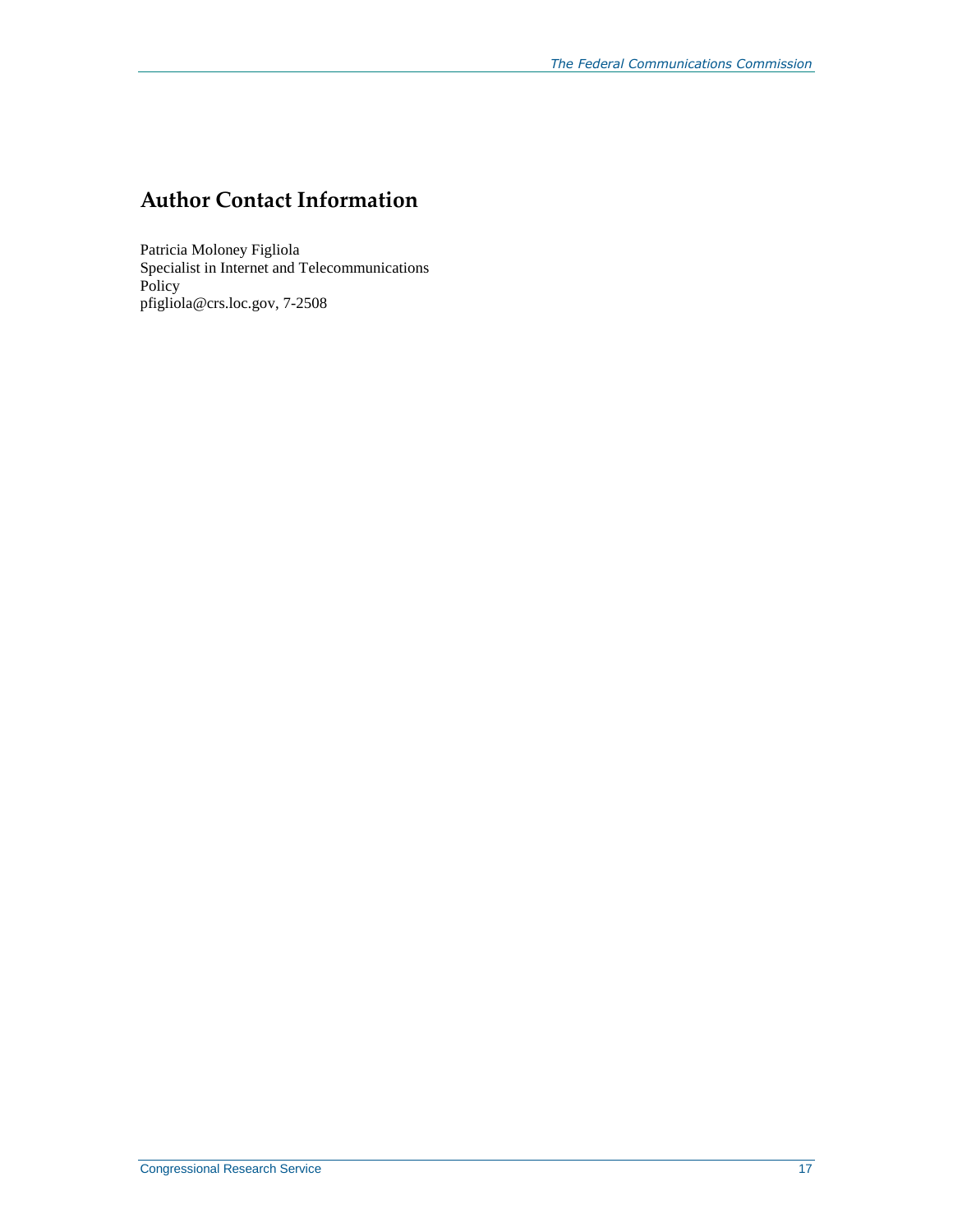## Author Contact Information

Patricia Moloney Figliola
Specialist in Internet and Telecommunications Policy
pfigliola@crs.loc.gov, 7-2508